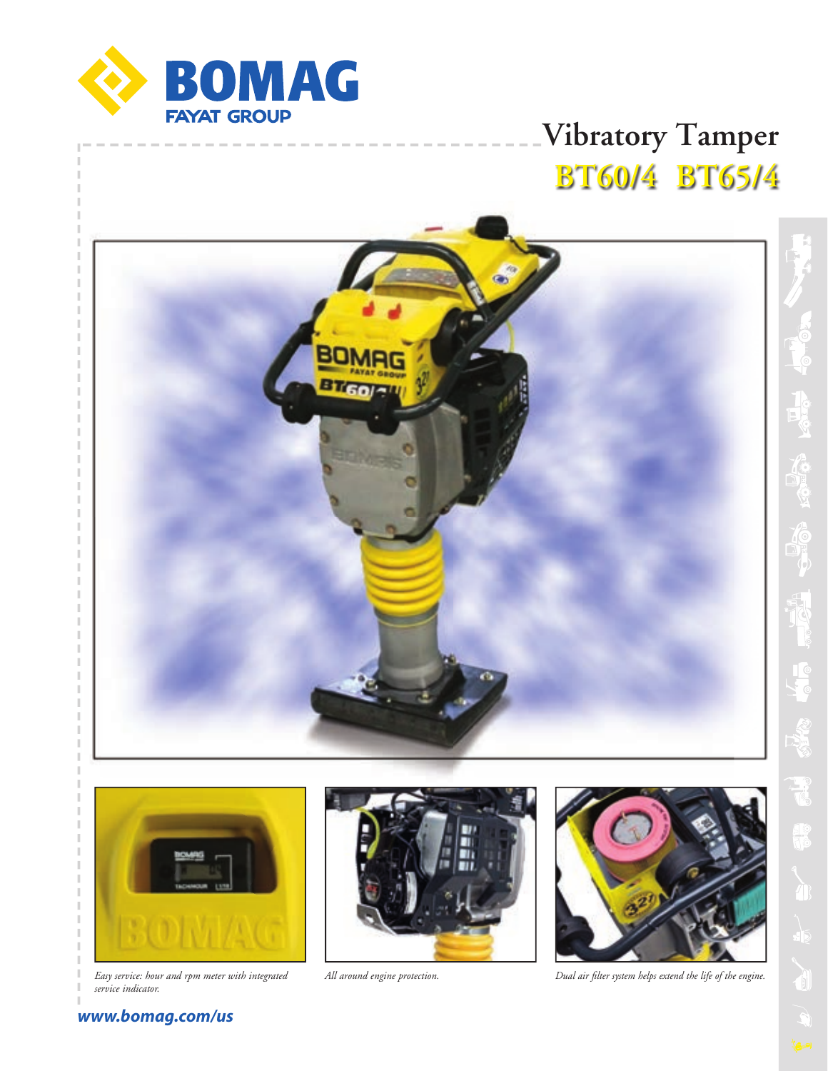BOMAG

FAYAT GROUP

# Vibratory Tamper

## BT60/4 BT65/4

*Easy service: hour and rpm meter with integrated service indicator.*

*All around engine protection.*

*Dual air filter system helps extend the life of the engine.*

**www.bomag.com/us**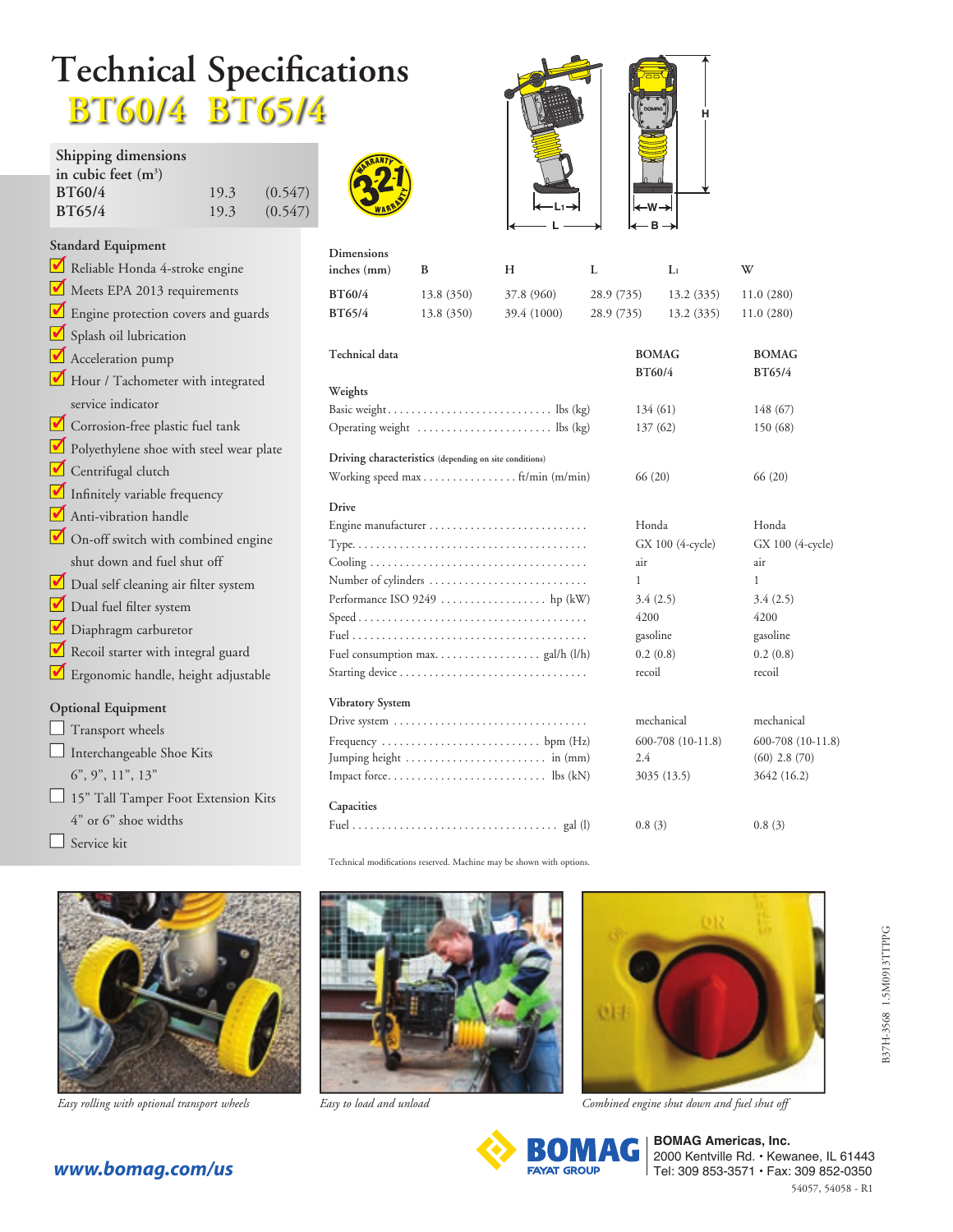# Technical Specifications

## BT60/4 BT65/4

| Shipping dimensions in cubic feet (m³) | | |
|---|---|---|
| BT60/4 | 19.3 | (0.547) |
| BT65/4 | 19.3 | (0.547) |

### Standard Equipment

- Reliable Honda 4-stroke engine
- Meets EPA 2013 requirements
- Engine protection covers and guards
- Splash oil lubrication
- Acceleration pump
- Hour / Tachometer with integrated service indicator
- Corrosion-free plastic fuel tank
- Polyethylene shoe with steel wear plate
- Centrifugal clutch
- Infinitely variable frequency
- Anti-vibration handle
- On-off switch with combined engine shut down and fuel shut off
- Dual self cleaning air filter system
- Dual fuel filter system
- Diaphragm carburetor
- Recoil starter with integral guard
- Ergonomic handle, height adjustable

### Optional Equipment

- Transport wheels
- Interchangeable Shoe Kits 6", 9", 11", 13"
- 15" Tall Tamper Foot Extension Kits 4" or 6" shoe widths
- Service kit

| Dimensions inches (mm) | B | H | L | $L_1$ | W |
|---|---|---|---|---|---|
| BT60/4 | 13.8 (350) | 37.8 (960) | 28.9 (735) | 13.2 (335) | 11.0 (280) |
| BT65/4 | 13.8 (350) | 39.4 (1000) | 28.9 (735) | 13.2 (335) | 11.0 (280) |

| Technical data | BOMAG BT60/4 | BOMAG BT65/4 |
|---|---|---|
| **Weights** | | |
| Basic weight ... lbs (kg) | 134 (61) | 148 (67) |
| Operating weight ... lbs (kg) | 137 (62) | 150 (68) |
| **Driving characteristics** (depending on site conditions) | | |
| Working speed max ... ft/min (m/min) | 66 (20) | 66 (20) |
| **Drive** | | |
| Engine manufacturer | Honda | Honda |
| Type | GX 100 (4-cycle) | GX 100 (4-cycle) |
| Cooling | air | air |
| Number of cylinders | 1 | 1 |
| Performance ISO 9249 ... hp (kW) | 3.4 (2.5) | 3.4 (2.5) |
| Speed | 4200 | 4200 |
| Fuel | gasoline | gasoline |
| Fuel consumption max. ... gal/h (l/h) | 0.2 (0.8) | 0.2 (0.8) |
| Starting device | recoil | recoil |
| **Vibratory System** | | |
| Drive system | mechanical | mechanical |
| Frequency ... bpm (Hz) | 600-708 (10-11.8) | 600-708 (10-11.8) |
| Jumping height ... in (mm) | 2.4 | (60) 2.8 (70) |
| Impact force ... lbs (kN) | 3035 (13.5) | 3642 (16.2) |
| **Capacities** | | |
| Fuel ... gal (l) | 0.8 (3) | 0.8 (3) |

Technical modifications reserved. Machine may be shown with options.

*Easy rolling with optional transport wheels*

*Easy to load and unload*

*Combined engine shut down and fuel shut off*

B37H-3568 1.5M0913TTPPG

www.bomag.com/us

BOMAG FAYAT GROUP

**BOMAG Americas, Inc.**
2000 Kentville Rd. • Kewanee, IL 61443
Tel: 309 853-3571 • Fax: 309 852-0350

54057, 54058 - R1